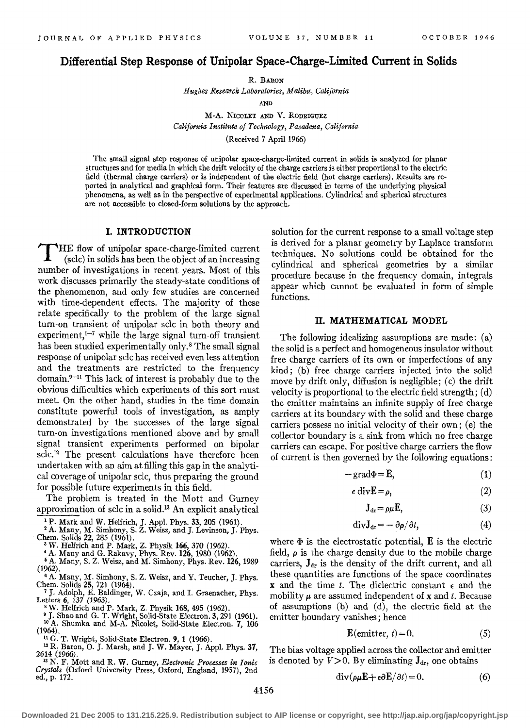# Differential Step Response of Unipolar Space-Charge-Limited Current in Solids

R. Baron

*Hughes Research Laboratories, Malibu, California*

AND

M-A. Nicolet and V. Rodriguez

*California Institute of Technology, Pasadena, California*

(Received 7 April 1966)

The small signal step response of unipolar space-charge-limited current in solids is analyzed for planar structures and for media in which the drift velocity of the charge carriers is either proportional to the electric field (thermal charge carriers) or is independent of the electric field (hot charge carriers). Results are reported in analytical and graphical form. Their features are discussed in terms of the underlying physical phenomena, as well as in the perspective of experimental applications. Cylindrical and spherical structures are not accessible to closed-form solutions by the approach.

## I. INTRODUCTION

The flow of unipolar space-charge-limited current (sclc) in solids has been the object of an increasing number of investigations in recent years. Most of this work discusses primarily the steady-state conditions of the phenomenon, and only few studies are concerned with time-dependent effects. The majority of these relate specifically to the problem of the large signal turn-on transient of unipolar sclc in both theory and experiment,[1–7] while the large signal turn-off transient has been studied experimentally only.[8] The small signal response of unipolar sclc has received even less attention and the treatments are restricted to the frequency domain.[9–11] This lack of interest is probably due to the obvious difficulties which experiments of this sort must meet. On the other hand, studies in the time domain constitute powerful tools of investigation, as amply demonstrated by the successes of the large signal turn-on investigations mentioned above and by small signal transient experiments performed on bipolar sclc.[12] The present calculations have therefore been undertaken with an aim at filling this gap in the analytical coverage of unipolar sclc, thus preparing the ground for possible future experiments in this field.

The problem is treated in the Mott and Gurney approximation of sclc in a solid.[13] An explicit analytical solution for the current response to a small voltage step is derived for a planar geometry by Laplace transform techniques. No solutions could be obtained for the cylindrical and spherical geometries by a similar procedure because in the frequency domain, integrals appear which cannot be evaluated in form of simple functions.

## II. MATHEMATICAL MODEL

The following idealizing assumptions are made: (a) the solid is a perfect and homogeneous insulator without free charge carriers of its own or imperfections of any kind; (b) free charge carriers injected into the solid move by drift only, diffusion is negligible; (c) the drift velocity is proportional to the electric field strength; (d) the emitter maintains an infinite supply of free charge carriers at its boundary with the solid and these charge carriers possess no initial velocity of their own; (e) the collector boundary is a sink from which no free charge carriers can escape. For positive charge carriers the flow of current is then governed by the following equations:

$$-\mathrm{grad}\Phi = \mathbf{E}, \tag{1}$$

$$\epsilon\,\mathrm{div}\mathbf{E} = \rho, \tag{2}$$

$$\mathbf{J}_{\mathrm{dr}} = \rho\mu\mathbf{E}, \tag{3}$$

$$\mathrm{div}\mathbf{J}_{\mathrm{dr}} = -\partial\rho/\partial t, \tag{4}$$

where $\Phi$ is the electrostatic potential, $\mathbf{E}$ is the electric field, $\rho$ is the charge density due to the mobile charge carriers, $\mathbf{J}_{\mathrm{dr}}$ is the density of the drift current, and all these quantities are functions of the space coordinates $\mathbf{x}$ and the time $t$. The dielectric constant $\epsilon$ and the mobility $\mu$ are assumed independent of $\mathbf{x}$ and $t$. Because of assumptions (b) and (d), the electric field at the emitter boundary vanishes; hence

$$\mathbf{E}(\mathrm{emitter}, t) = 0. \tag{5}$$

The bias voltage applied across the collector and emitter is denoted by $V > 0$. By eliminating $\mathbf{J}_{\mathrm{dr}}$, one obtains

$$\mathrm{div}(\rho\mu\mathbf{E} + \epsilon\partial\mathbf{E}/\partial t) = 0. \tag{6}$$

---

[1] P. Mark and W. Helfrich, J. Appl. Phys. **33**, 205 (1961).
[2] A. Many, M. Simhony, S. Z. Weisz, and J. Levinson, J. Phys. Chem. Solids **22**, 285 (1961).
[3] W. Helfrich and P. Mark, Z. Physik **166**, 370 (1962).
[4] A. Many and G. Rakavy, Phys. Rev. **126**, 1980 (1962).
[5] A. Many, S. Z. Weisz, and M. Simhony, Phys. Rev. **126**, 1989 (1962).
[6] A. Many, M. Simhony, S. Z. Weisz, and Y. Teucher, J. Phys. Chem. Solids **25**, 721 (1964).
[7] J. Adolph, E. Baldinger, W. Czaja, and I. Graenacher, Phys. Letters **6**, 137 (1963).
[8] W. Helfrich and P. Mark, Z. Physik **168**, 495 (1962).
[9] J. Shao and G. T. Wright, Solid-State Electron. **3**, 291 (1961).
[10] A. Shumka and M-A. Nicolet, Solid-State Electron. **7**, 106 (1964).
[11] G. T. Wright, Solid-State Electron. **9**, 1 (1966).
[12] R. Baron, O. J. Marsh, and J. W. Mayer, J. Appl. Phys. **37**, 2614 (1966).
[13] N. F. Mott and R. W. Gurney, *Electronic Processes in Ionic Crystals* (Oxford University Press, Oxford, England, 1957), 2nd ed., p. 172.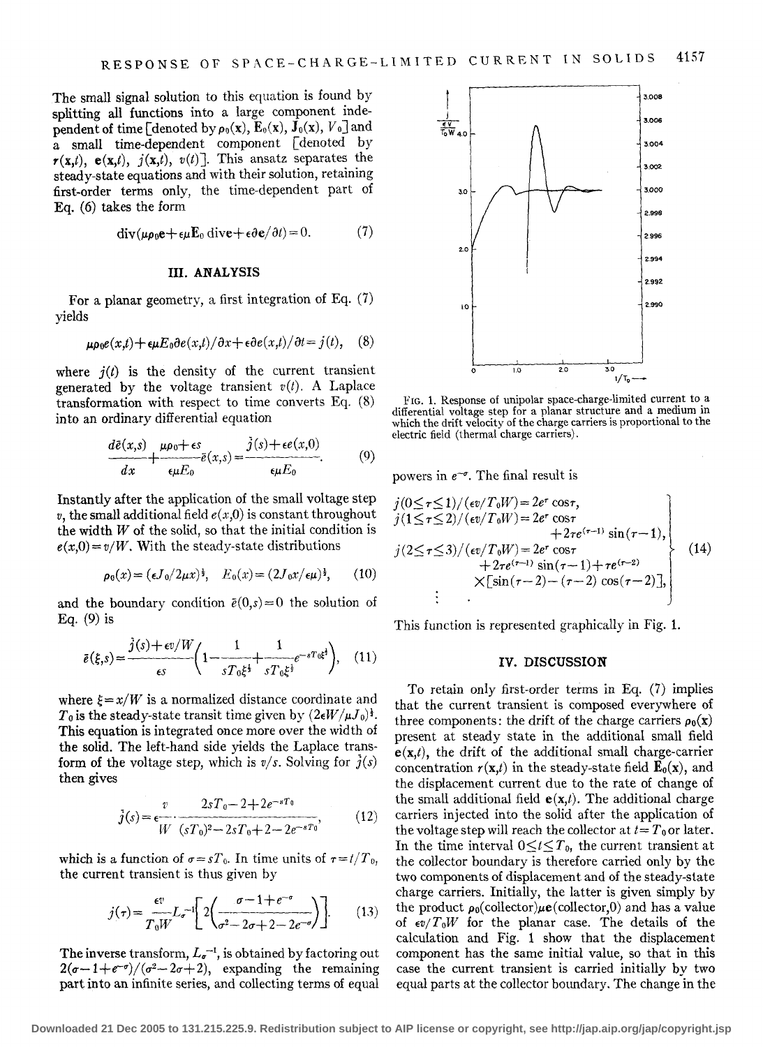The small signal solution to this equation is found by splitting all functions into a large component independent of time [denoted by $\rho_0(\mathbf{x})$, $\mathbf{E}_0(\mathbf{x})$, $\mathbf{J}_0(\mathbf{x})$, $V_0$] and a small time-dependent component [denoted by $r(\mathbf{x},t)$, $\mathbf{e}(\mathbf{x},t)$, $j(\mathbf{x},t)$, $v(t)$]. This ansatz separates the steady-state equations and with their solution, retaining first-order terms only, the time-dependent part of Eq. (6) takes the form

$$\operatorname{div}(\mu\rho_0\mathbf{e}+\epsilon\mu\mathbf{E}_0\operatorname{div}\mathbf{e}+\epsilon\partial\mathbf{e}/\partial t)=0. \quad (7)$$

## III. ANALYSIS

For a planar geometry, a first integration of Eq. (7) yields

$$\mu\rho_0 e(x,t)+\epsilon\mu E_0\partial e(x,t)/\partial x+\epsilon\partial e(x,t)/\partial t=j(t), \quad (8)$$

where $j(t)$ is the density of the current transient generated by the voltage transient $v(t)$. A Laplace transformation with respect to time converts Eq. (8) into an ordinary differential equation

$$\frac{d\bar{e}(x,s)}{dx}+\frac{\mu\rho_0+\epsilon s}{\epsilon\mu E_0}\bar{e}(x,s)=\frac{\bar{j}(s)+\epsilon e(x,0)}{\epsilon\mu E_0}. \quad (9)$$

Instantly after the application of the small voltage step $v$, the small additional field $e(x,0)$ is constant throughout the width $W$ of the solid, so that the initial condition is $e(x,0)=v/W$. With the steady-state distributions

$$\rho_0(x)=(\epsilon J_0/2\mu x)^{\frac{1}{2}}, \quad E_0(x)=(2J_0x/\epsilon\mu)^{\frac{1}{2}}, \quad (10)$$

and the boundary condition $\bar{e}(0,s)=0$ the solution of Eq. (9) is

$$\bar{e}(\xi,s)=\frac{\bar{j}(s)+\epsilon v/W}{\epsilon s}\left(1-\frac{1}{sT_0\xi^{\frac{1}{2}}}+\frac{1}{sT_0\xi^{\frac{1}{2}}}e^{-sT_0\xi^{\frac{1}{2}}}\right), \quad (11)$$

where $\xi=x/W$ is a normalized distance coordinate and $T_0$ is the steady-state transit time given by $(2\epsilon W/\mu J_0)^{\frac{1}{2}}$. This equation is integrated once more over the width of the solid. The left-hand side yields the Laplace transform of the voltage step, which is $v/s$. Solving for $\bar{j}(s)$ then gives

$$\bar{j}(s)=\epsilon\frac{v}{W}\cdot\frac{2sT_0-2+2e^{-sT_0}}{(sT_0)^2-2sT_0+2-2e^{-sT_0}}, \quad (12)$$

which is a function of $\sigma=sT_0$. In time units of $\tau=t/T_0$, the current transient is thus given by

$$j(\tau)=\frac{\epsilon v}{T_0W}L_\sigma^{-1}\left[2\left(\frac{\sigma-1+e^{-\sigma}}{\sigma^2-2\sigma+2-2e^{-\sigma}}\right)\right]. \quad (13)$$

The inverse transform, $L_\sigma^{-1}$, is obtained by factoring out $2(\sigma-1+e^{-\sigma})/(\sigma^2-2\sigma+2)$, expanding the remaining part into an infinite series, and collecting terms of equal powers in $e^{-\sigma}$. The final result is

$$\left.\begin{aligned}
&j(0\leq\tau\leq1)/(\epsilon v/T_0W)=2e^\tau\cos\tau,\\
&j(1\leq\tau\leq2)/(\epsilon v/T_0W)=2e^\tau\cos\tau+2\tau e^{(\tau-1)}\sin(\tau-1),\\
&j(2\leq\tau\leq3)/(\epsilon v/T_0W)=2e^\tau\cos\tau+2\tau e^{(\tau-1)}\sin(\tau-1)+\tau e^{(\tau-2)}\\
&\qquad\times[\sin(\tau-2)-(\tau-2)\cos(\tau-2)],\\
&\quad\vdots
\end{aligned}\right\} \quad (14)$$

This function is represented graphically in Fig. 1.

FIG. 1. Response of unipolar space-charge-limited current to a differential voltage step for a planar structure and a medium in which the drift velocity of the charge carriers is proportional to the electric field (thermal charge carriers).

## IV. DISCUSSION

To retain only first-order terms in Eq. (7) implies that the current transient is composed everywhere of three components: the drift of the charge carriers $\rho_0(\mathbf{x})$ present at steady state in the additional small field $\mathbf{e}(\mathbf{x},t)$, the drift of the additional small charge-carrier concentration $r(\mathbf{x},t)$ in the steady-state field $\mathbf{E}_0(\mathbf{x})$, and the displacement current due to the rate of change of the small additional field $\mathbf{e}(\mathbf{x},t)$. The additional charge carriers injected into the solid after the application of the voltage step will reach the collector at $t=T_0$ or later. In the time interval $0\leq t\leq T_0$, the current transient at the collector boundary is therefore carried only by the two components of displacement and of the steady-state charge carriers. Initially, the latter is given simply by the product $\rho_0(\text{collector})\mu\mathbf{e}(\text{collector},0)$ and has a value of $\epsilon v/T_0W$ for the planar case. The details of the calculation and Fig. 1 show that the displacement component has the same initial value, so that in this case the current transient is carried initially by two equal parts at the collector boundary. The change in the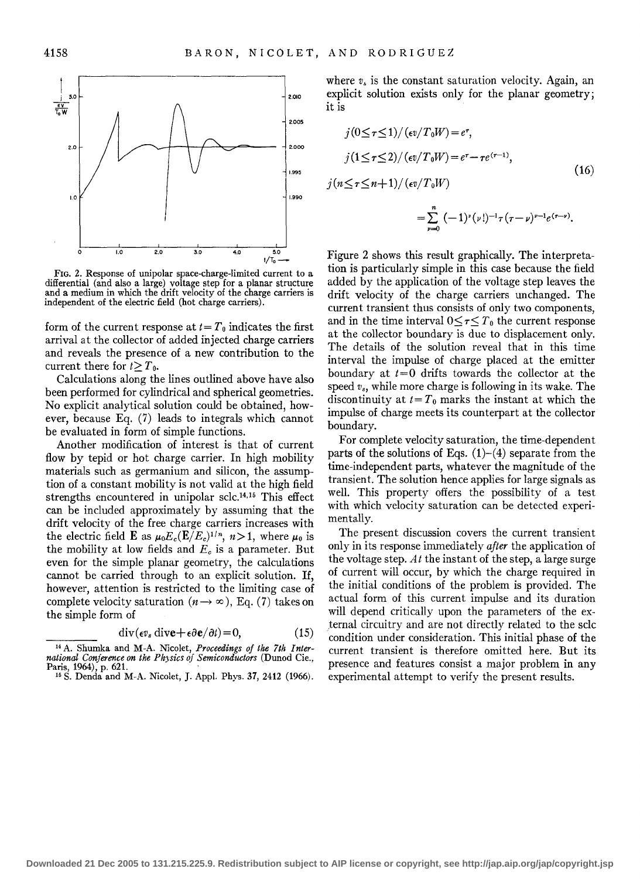3.0

2.0

1.0

$\frac{\epsilon v}{T_0 W}$

2.010

2.005

2.000

1.995

1.990

0 1.0 2.0 3.0 4.0 5.0

$t/T_0$ ⟶

FIG. 2. Response of unipolar space-charge-limited current to a differential (and also a large) voltage step for a planar structure and a medium in which the drift velocity of the charge carriers is independent of the electric field (hot charge carriers).

form of the current response at $t=T_0$ indicates the first arrival at the collector of added injected charge carriers and reveals the presence of a new contribution to the current there for $t \geq T_0$.

Calculations along the lines outlined above have also been performed for cylindrical and spherical geometries. No explicit analytical solution could be obtained, however, because Eq. (7) leads to integrals which cannot be evaluated in form of simple functions.

Another modification of interest is that of current flow by tepid or hot charge carrier. In high mobility materials such as germanium and silicon, the assumption of a constant mobility is not valid at the high field strengths encountered in unipolar sclc.[14,15] This effect can be included approximately by assuming that the drift velocity of the free charge carriers increases with the electric field $\mathbf{E}$ as $\mu_0 E_c(\mathbf{E}/E_c)^{1/n}$, $n>1$, where $\mu_0$ is the mobility at low fields and $E_c$ is a parameter. But even for the simple planar geometry, the calculations cannot be carried through to an explicit solution. If, however, attention is restricted to the limiting case of complete velocity saturation ($n \to \infty$), Eq. (7) takes on the simple form of

$$\operatorname{div}(\epsilon v_s \operatorname{div}\mathbf{e} + \epsilon \partial \mathbf{e}/\partial t) = 0, \tag{15}$$

where $v_s$ is the constant saturation velocity. Again, an explicit solution exists only for the planar geometry; it is

$$j(0 \leq \tau \leq 1)/(\epsilon v/T_0 W) = e^{\tau},$$

$$j(1 \leq \tau \leq 2)/(\epsilon v/T_0 W) = e^{\tau} - \tau e^{(\tau-1)}, \tag{16}$$

$$j(n \leq \tau \leq n+1)/(\epsilon v/T_0 W) = \sum_{\nu=0}^{n} (-1)^{\nu}(\nu!)^{-1}\tau(\tau-\nu)^{\nu-1}e^{(\tau-\nu)}.$$

Figure 2 shows this result graphically. The interpretation is particularly simple in this case because the field added by the application of the voltage step leaves the drift velocity of the charge carriers unchanged. The current transient thus consists of only two components, and in the time interval $0 \leq \tau \leq T_0$ the current response at the collector boundary is due to displacement only. The details of the solution reveal that in this time interval the impulse of charge placed at the emitter boundary at $t=0$ drifts towards the collector at the speed $v_s$, while more charge is following in its wake. The discontinuity at $t=T_0$ marks the instant at which the impulse of charge meets its counterpart at the collector boundary.

For complete velocity saturation, the time-dependent parts of the solutions of Eqs. (1)–(4) separate from the time-independent parts, whatever the magnitude of the transient. The solution hence applies for large signals as well. This property offers the possibility of a test with which velocity saturation can be detected experimentally.

The present discussion covers the current transient only in its response immediately *after* the application of the voltage step. *At* the instant of the step, a large surge of current will occur, by which the charge required in the initial conditions of the problem is provided. The actual form of this current impulse and its duration will depend critically upon the parameters of the external circuitry and are not directly related to the sclc condition under consideration. This initial phase of the current transient is therefore omitted here. But its presence and features consist a major problem in any experimental attempt to verify the present results.

---

[14] A. Shumka and M-A. Nicolet, *Proceedings of the 7th International Conference on the Physics of Semiconductors* (Dunod Cie., Paris, 1964), p. 621.

[15] S. Denda and M-A. Nicolet, J. Appl. Phys. **37**, 2412 (1966).